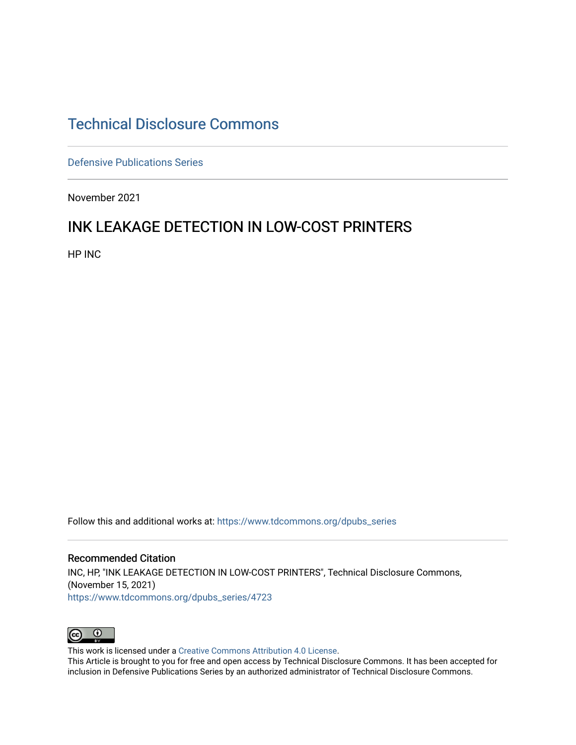# Technical Disclosure Commons

Defensive Publications Series

November 2021

## INK LEAKAGE DETECTION IN LOW-COST PRINTERS

HP INC

Follow this and additional works at: https://www.tdcommons.org/dpubs_series

### Recommended Citation

INC, HP, "INK LEAKAGE DETECTION IN LOW-COST PRINTERS", Technical Disclosure Commons, (November 15, 2021)
https://www.tdcommons.org/dpubs_series/4723

This work is licensed under a Creative Commons Attribution 4.0 License.
This Article is brought to you for free and open access by Technical Disclosure Commons. It has been accepted for inclusion in Defensive Publications Series by an authorized administrator of Technical Disclosure Commons.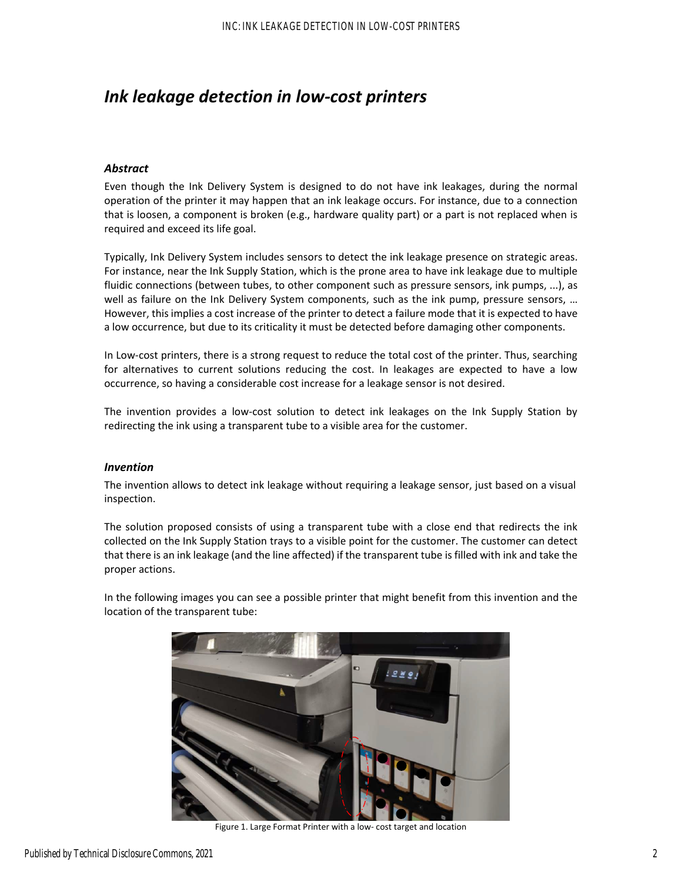# *Ink leakage detection in low-cost printers*

### *Abstract*

Even though the Ink Delivery System is designed to do not have ink leakages, during the normal operation of the printer it may happen that an ink leakage occurs. For instance, due to a connection that is loosen, a component is broken (e.g., hardware quality part) or a part is not replaced when is required and exceed its life goal.

Typically, Ink Delivery System includes sensors to detect the ink leakage presence on strategic areas. For instance, near the Ink Supply Station, which is the prone area to have ink leakage due to multiple fluidic connections (between tubes, to other component such as pressure sensors, ink pumps, ...), as well as failure on the Ink Delivery System components, such as the ink pump, pressure sensors, … However, this implies a cost increase of the printer to detect a failure mode that it is expected to have a low occurrence, but due to its criticality it must be detected before damaging other components.

In Low-cost printers, there is a strong request to reduce the total cost of the printer. Thus, searching for alternatives to current solutions reducing the cost. In leakages are expected to have a low occurrence, so having a considerable cost increase for a leakage sensor is not desired.

The invention provides a low-cost solution to detect ink leakages on the Ink Supply Station by redirecting the ink using a transparent tube to a visible area for the customer.

### *Invention*

The invention allows to detect ink leakage without requiring a leakage sensor, just based on a visual inspection.

The solution proposed consists of using a transparent tube with a close end that redirects the ink collected on the Ink Supply Station trays to a visible point for the customer. The customer can detect that there is an ink leakage (and the line affected) if the transparent tube is filled with ink and take the proper actions.

In the following images you can see a possible printer that might benefit from this invention and the location of the transparent tube:

Figure 1. Large Format Printer with a low- cost target and location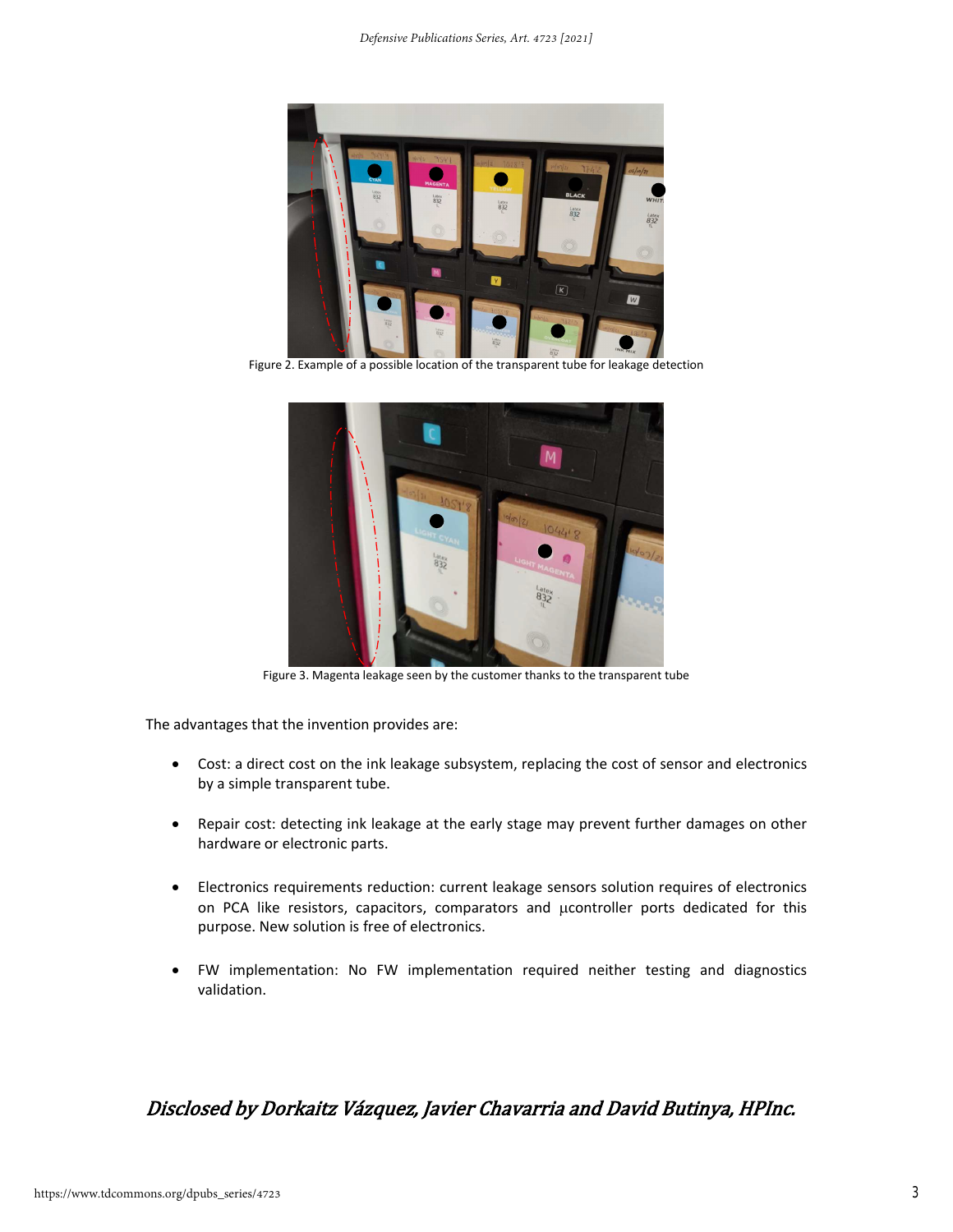Figure 2. Example of a possible location of the transparent tube for leakage detection

Figure 3. Magenta leakage seen by the customer thanks to the transparent tube

The advantages that the invention provides are:

- Cost: a direct cost on the ink leakage subsystem, replacing the cost of sensor and electronics by a simple transparent tube.

- Repair cost: detecting ink leakage at the early stage may prevent further damages on other hardware or electronic parts.

- Electronics requirements reduction: current leakage sensors solution requires of electronics on PCA like resistors, capacitors, comparators and µcontroller ports dedicated for this purpose. New solution is free of electronics.

- FW implementation: No FW implementation required neither testing and diagnostics validation.

*Disclosed by Dorkaitz Vázquez, Javier Chavarria and David Butinya, HPInc.*